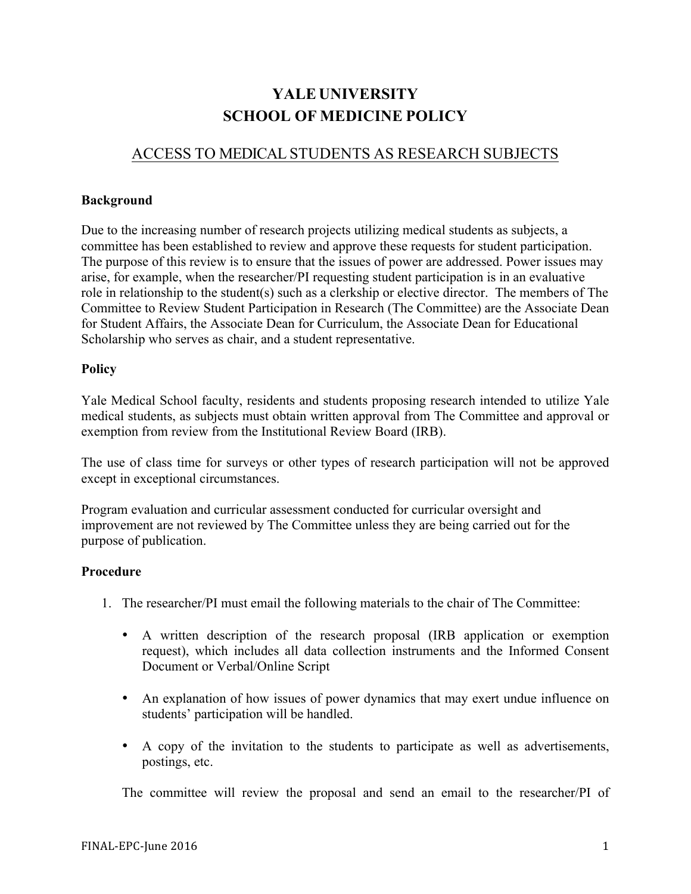# YALE UNIVERSITY
# SCHOOL OF MEDICINE POLICY

## ACCESS TO MEDICAL STUDENTS AS RESEARCH SUBJECTS

### Background

Due to the increasing number of research projects utilizing medical students as subjects, a committee has been established to review and approve these requests for student participation. The purpose of this review is to ensure that the issues of power are addressed. Power issues may arise, for example, when the researcher/PI requesting student participation is in an evaluative role in relationship to the student(s) such as a clerkship or elective director. The members of The Committee to Review Student Participation in Research (The Committee) are the Associate Dean for Student Affairs, the Associate Dean for Curriculum, the Associate Dean for Educational Scholarship who serves as chair, and a student representative.

### Policy

Yale Medical School faculty, residents and students proposing research intended to utilize Yale medical students, as subjects must obtain written approval from The Committee and approval or exemption from review from the Institutional Review Board (IRB).

The use of class time for surveys or other types of research participation will not be approved except in exceptional circumstances.

Program evaluation and curricular assessment conducted for curricular oversight and improvement are not reviewed by The Committee unless they are being carried out for the purpose of publication.

### Procedure

1. The researcher/PI must email the following materials to the chair of The Committee:

   - A written description of the research proposal (IRB application or exemption request), which includes all data collection instruments and the Informed Consent Document or Verbal/Online Script

   - An explanation of how issues of power dynamics that may exert undue influence on students' participation will be handled.

   - A copy of the invitation to the students to participate as well as advertisements, postings, etc.

   The committee will review the proposal and send an email to the researcher/PI of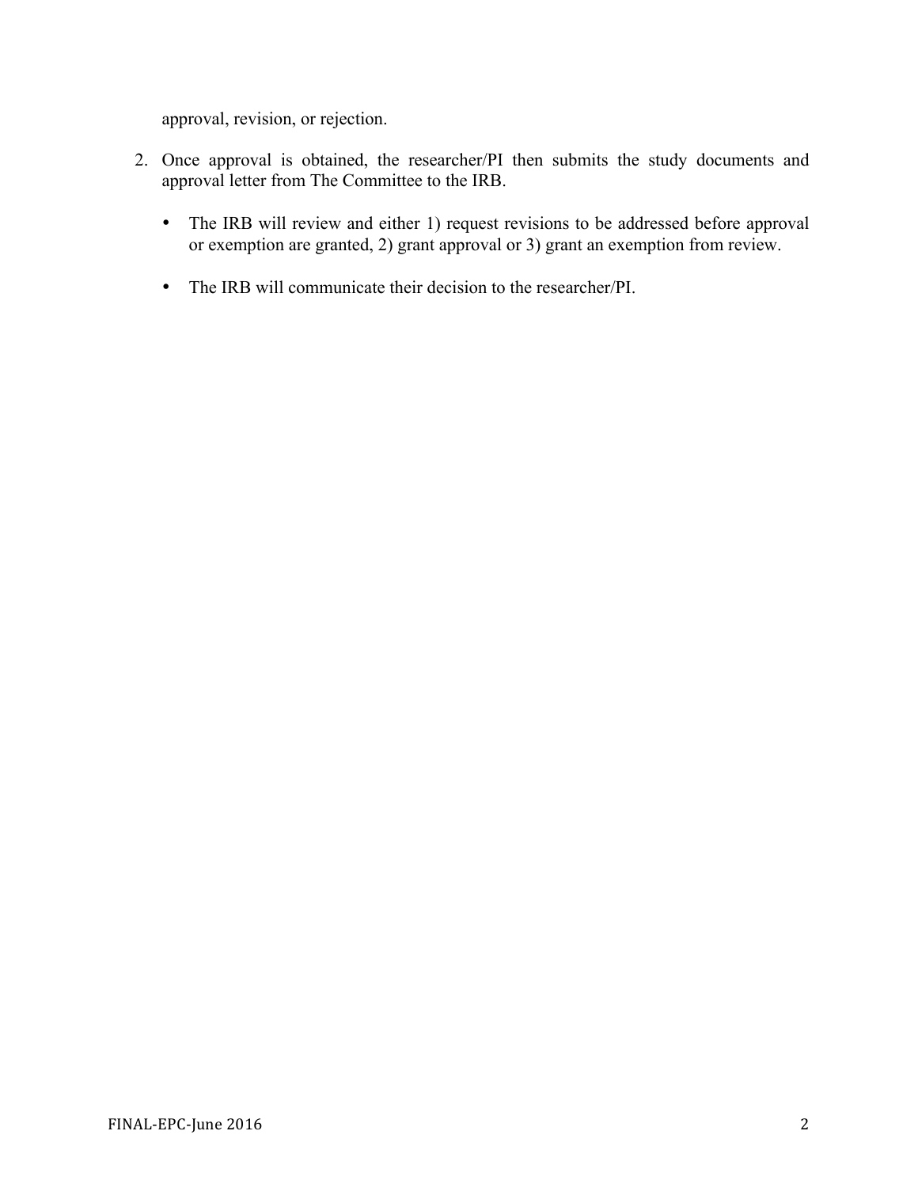approval, revision, or rejection.

2. Once approval is obtained, the researcher/PI then submits the study documents and approval letter from The Committee to the IRB.

   - The IRB will review and either 1) request revisions to be addressed before approval or exemption are granted, 2) grant approval or 3) grant an exemption from review.

   - The IRB will communicate their decision to the researcher/PI.